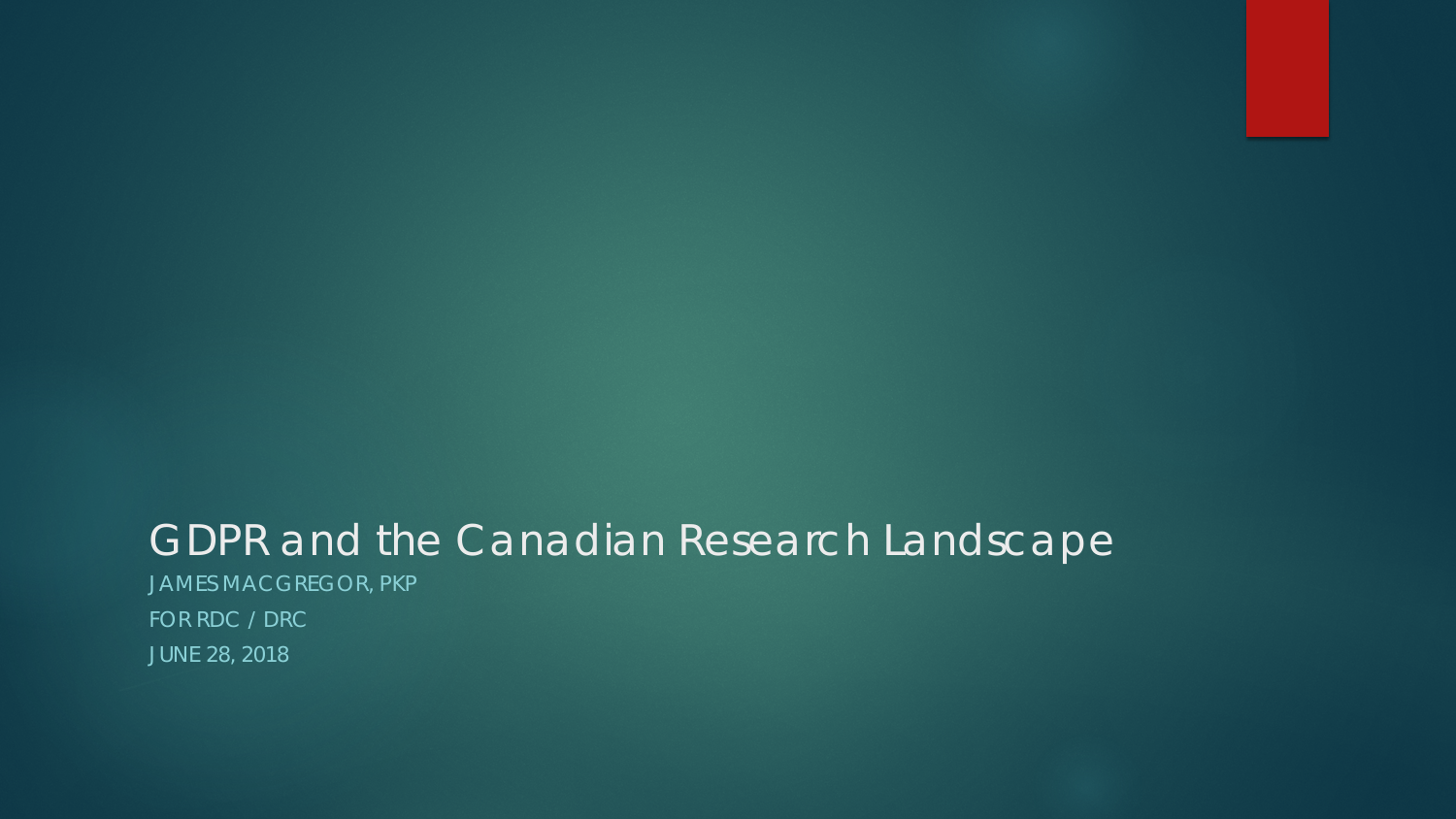# GDPR and the Canadian Research Landscape

JAMES MACGREGOR, PKP

FOR RDC / DRC

JUNE 28, 2018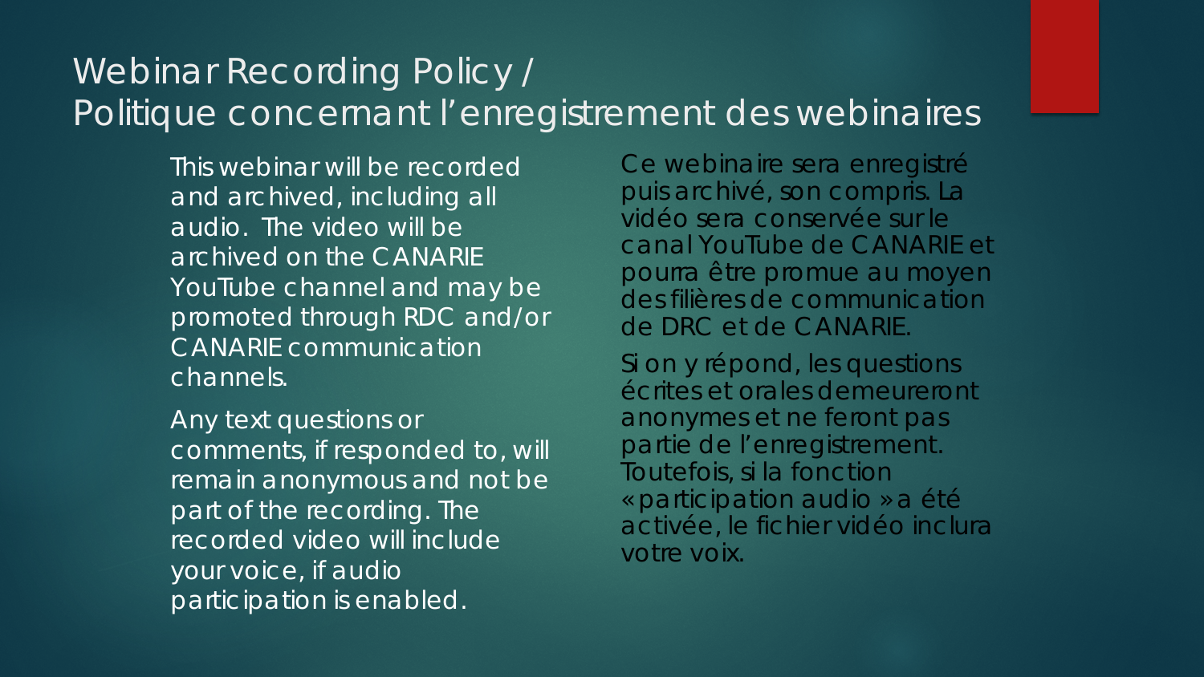# Webinar Recording Policy / Politique concernant l'enregistrement des webinaires

This webinar will be recorded and archived, including all audio. The video will be archived on the CANARIE YouTube channel and may be promoted through RDC and/or CANARIE communication channels.

Any text questions or comments, if responded to, will remain anonymous and not be part of the recording. The recorded video will include your voice, if audio participation is enabled.

Ce webinaire sera enregistré puis archivé, son compris. La vidéo sera conservée sur le canal YouTube de CANARIE et pourra être promue au moyen des filières de communication de DRC et de CANARIE.

Si on y répond, les questions écrites et orales demeureront anonymes et ne feront pas partie de l'enregistrement. Toutefois, si la fonction « participation audio » a été activée, le fichier vidéo inclura votre voix.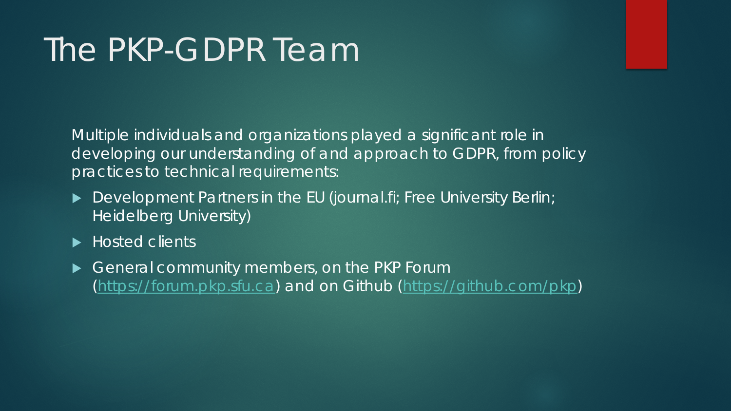# The PKP-GDPR Team

Multiple individuals and organizations played a significant role in developing our understanding of and approach to GDPR, from policy practices to technical requirements:

- Development Partners in the EU (journal.fi; Free University Berlin; Heidelberg University)
- Hosted clients
- General community members, on the PKP Forum (https://forum.pkp.sfu.ca) and on Github (https://github.com/pkp)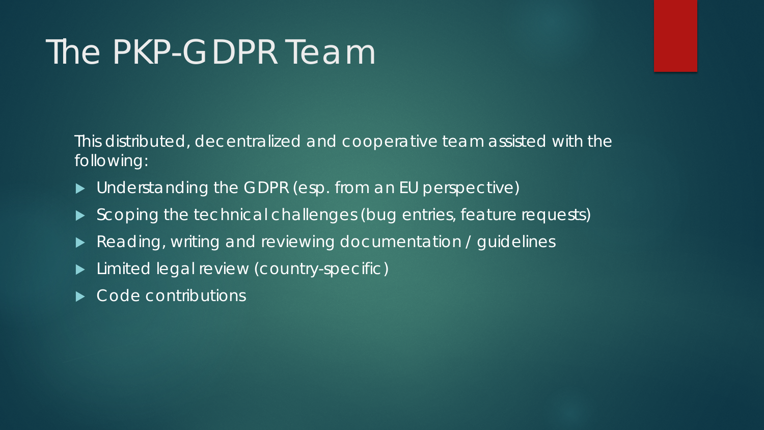# The PKP-GDPR Team

This distributed, decentralized and cooperative team assisted with the following:

- Understanding the GDPR (esp. from an EU perspective)
- Scoping the technical challenges (bug entries, feature requests)
- Reading, writing and reviewing documentation / guidelines
- Limited legal review (country-specific)
- Code contributions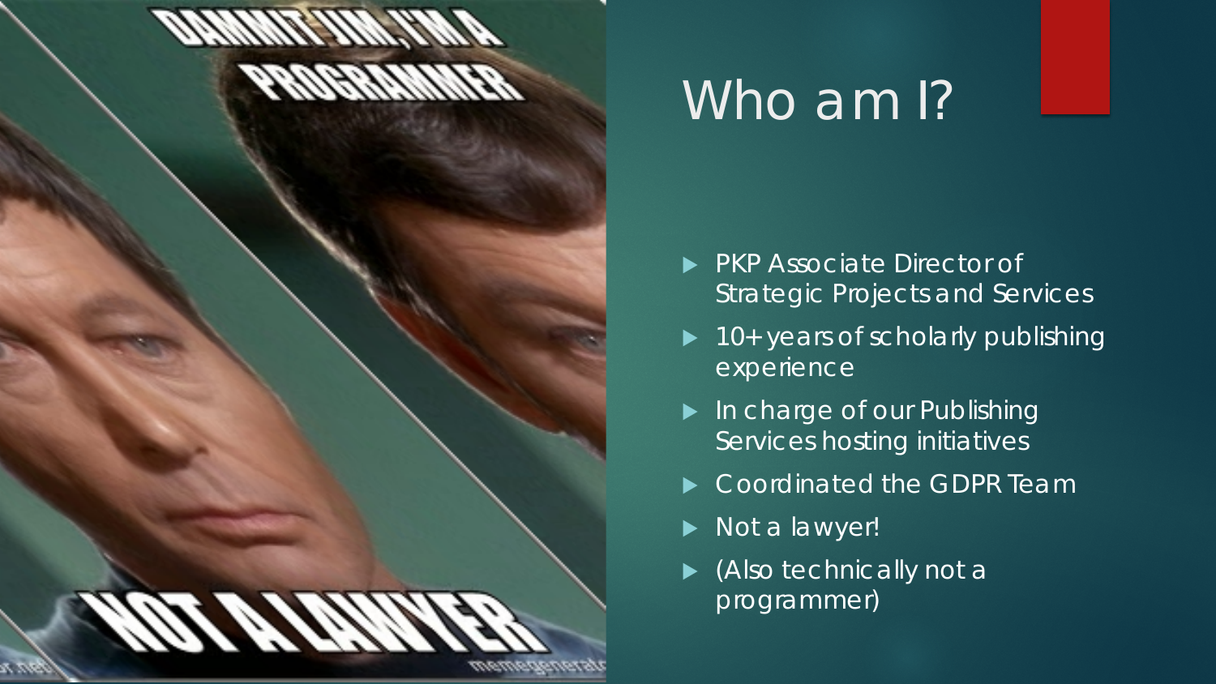# Who am I?

- PKP Associate Director of Strategic Projects and Services
- 10+ years of scholarly publishing experience
- In charge of our Publishing Services hosting initiatives
- Coordinated the GDPR Team
- Not a lawyer!
- (Also technically not a programmer)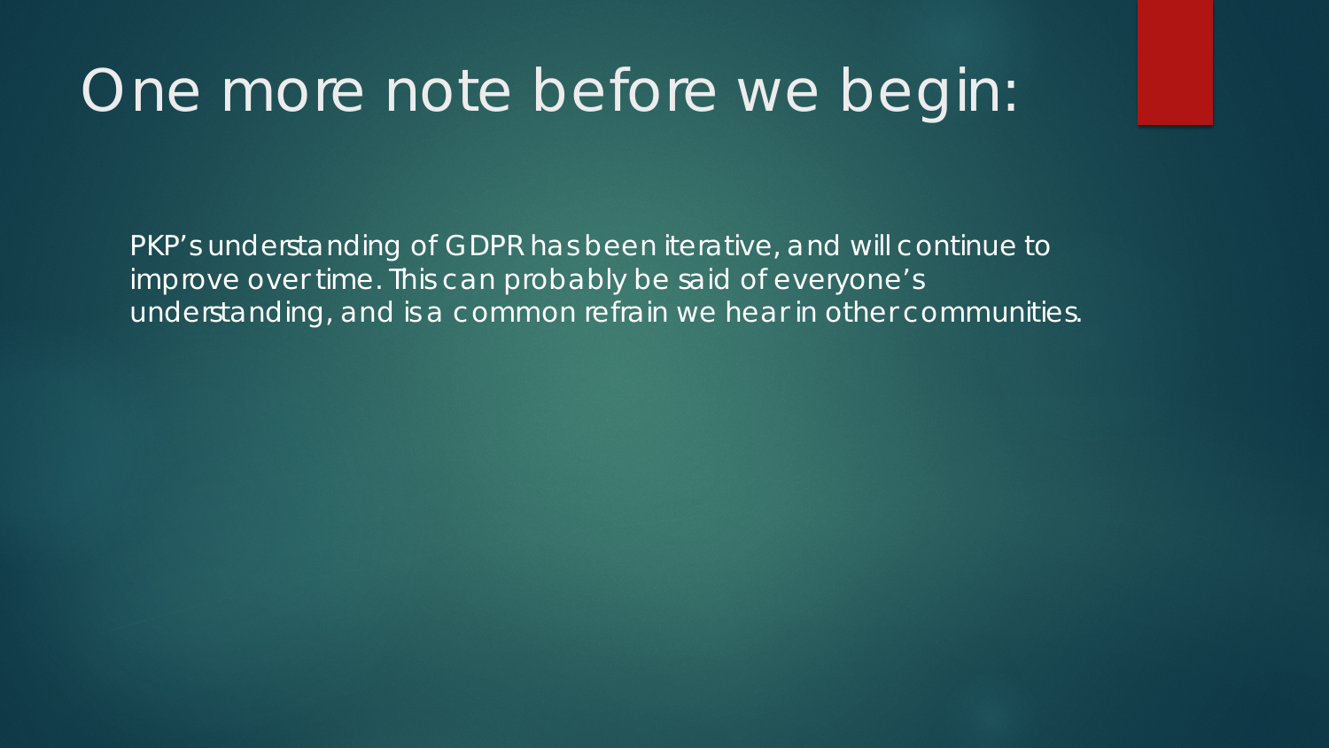# One more note before we begin:

PKP's understanding of GDPR has been iterative, and will continue to improve over time. This can probably be said of everyone's understanding, and is a common refrain we hear in other communities.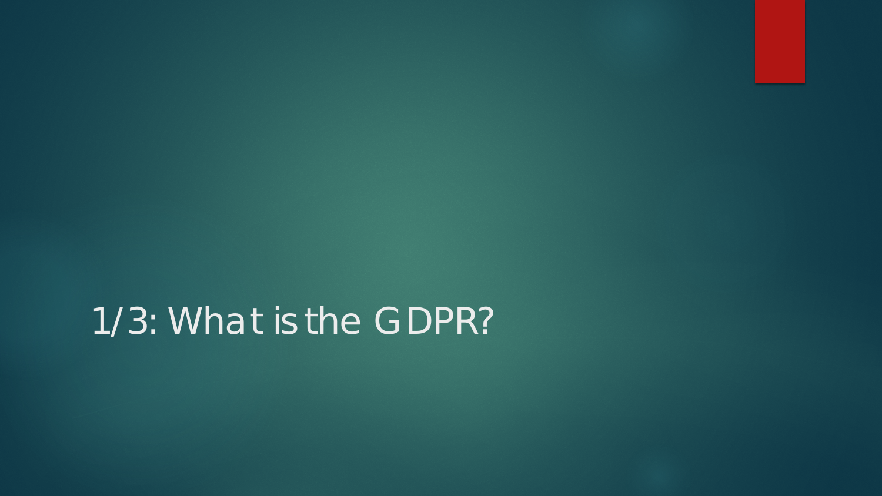# 1/3: What is the GDPR?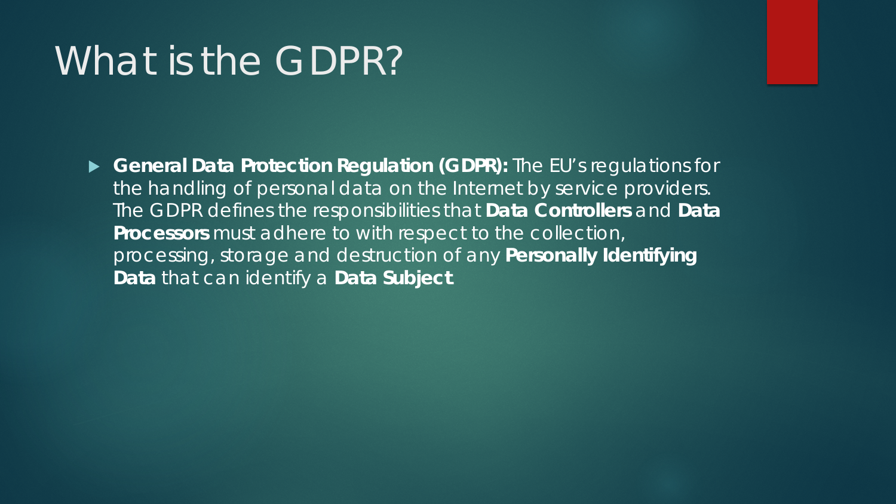# What is the GDPR?

- **General Data Protection Regulation (GDPR):** The EU's regulations for the handling of personal data on the Internet by service providers. The GDPR defines the responsibilities that **Data Controllers** and **Data Processors** must adhere to with respect to the collection, processing, storage and destruction of any **Personally Identifying Data** that can identify a **Data Subject**.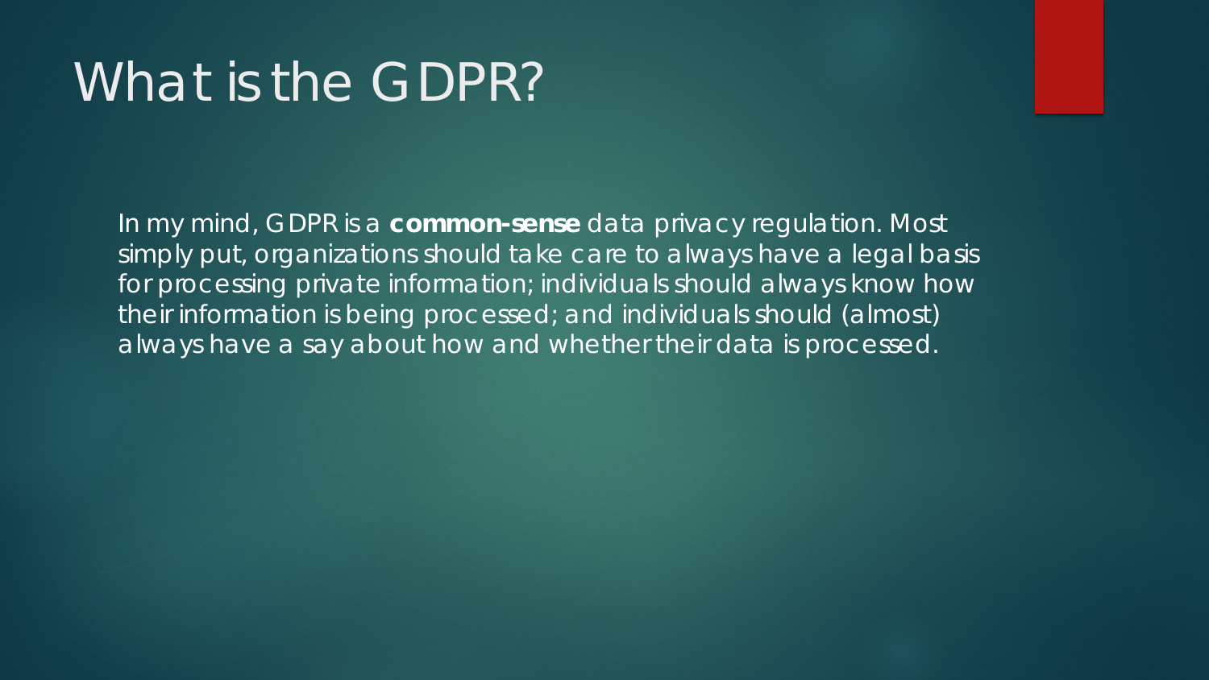# What is the GDPR?

In my mind, GDPR is a **common-sense** data privacy regulation. Most simply put, organizations should take care to always have a legal basis for processing private information; individuals should always know how their information is being processed; and individuals should (almost) always have a say about how and whether their data is processed.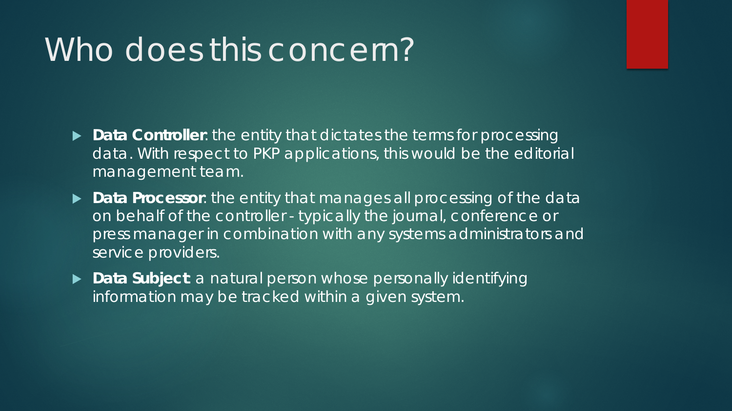# Who does this concern?

- **Data Controller**: the entity that dictates the terms for processing data. With respect to PKP applications, this would be the editorial management team.
- **Data Processor**: the entity that manages all processing of the data on behalf of the controller - typically the journal, conference or press manager in combination with any systems administrators and service providers.
- **Data Subject**: a natural person whose personally identifying information may be tracked within a given system.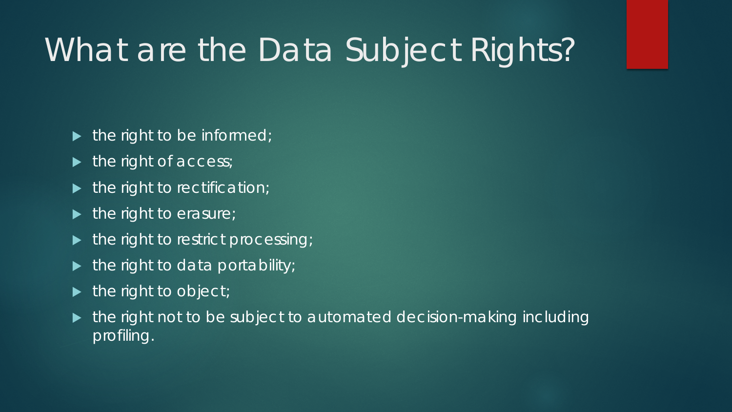# What are the Data Subject Rights?

- the right to be informed;
- the right of access;
- the right to rectification;
- the right to erasure;
- the right to restrict processing;
- the right to data portability;
- the right to object;
- the right not to be subject to automated decision-making including profiling.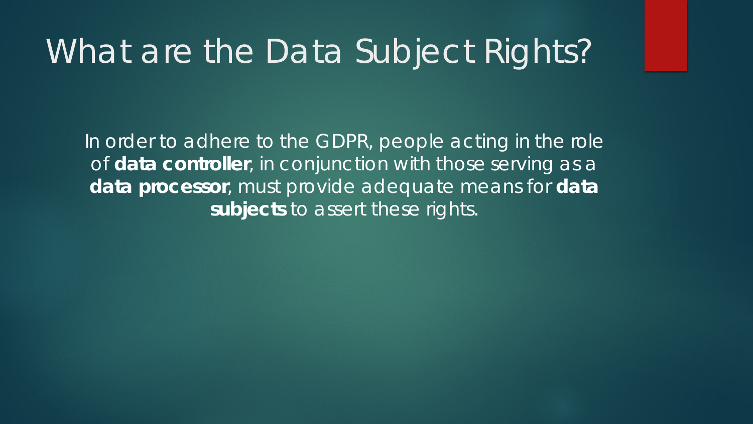# What are the Data Subject Rights?

In order to adhere to the GDPR, people acting in the role of **data controller**, in conjunction with those serving as a **data processor**, must provide adequate means for **data subjects** to assert these rights.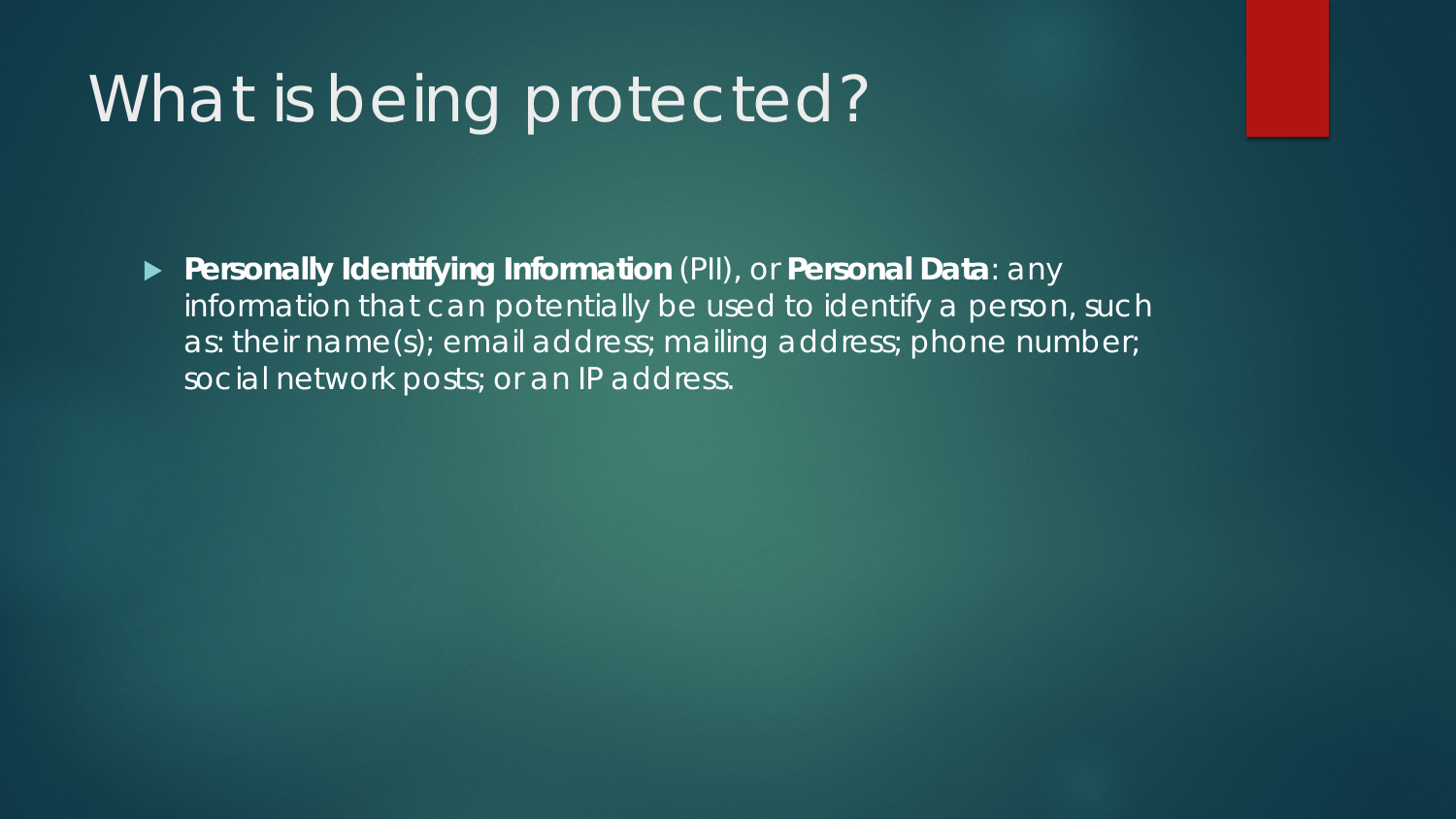# What is being protected?

- **Personally Identifying Information** (PII), or **Personal Data**: any information that can potentially be used to identify a person, such as: their name(s); email address; mailing address; phone number; social network posts; or an IP address.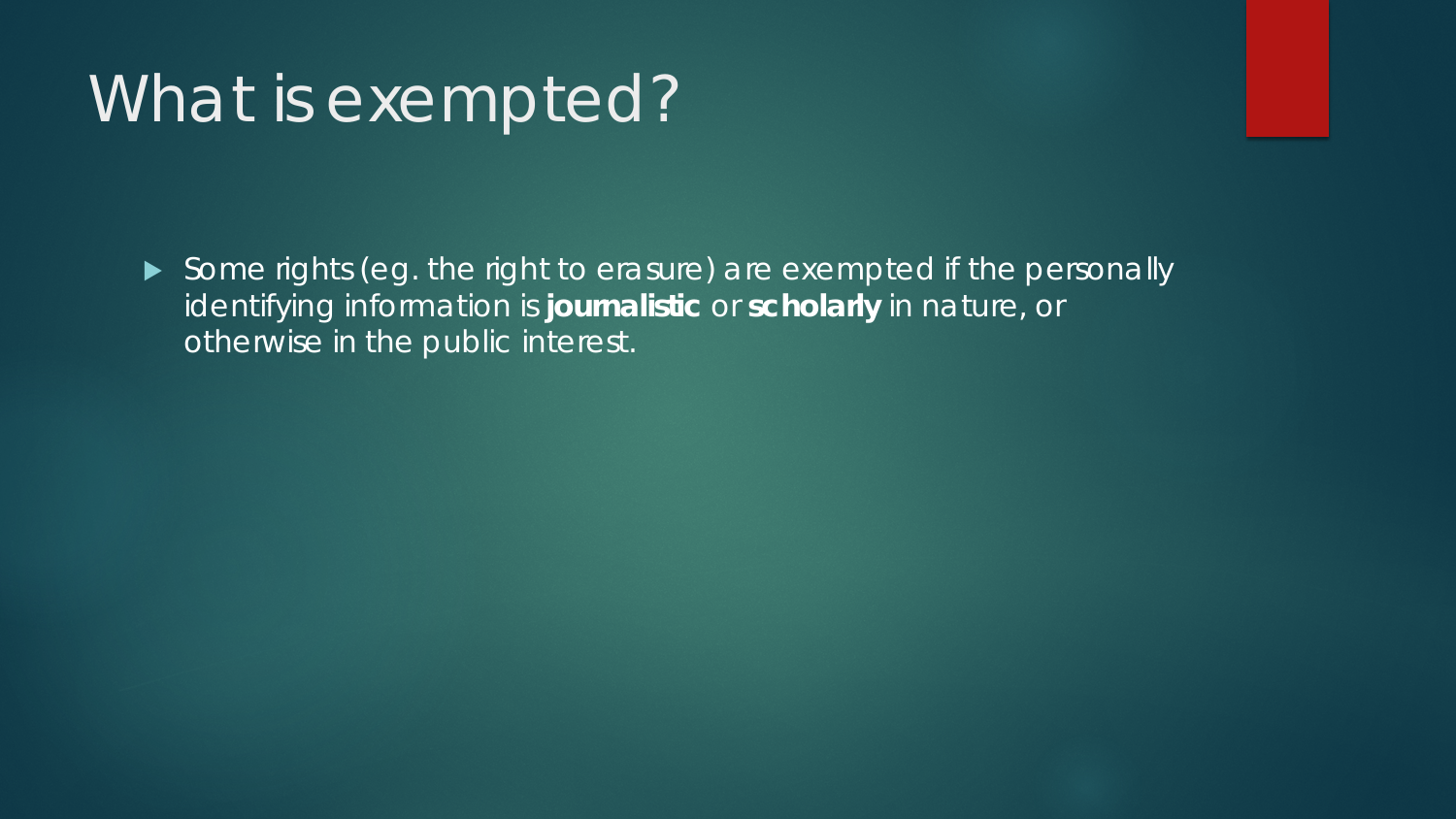# What is exempted?

- Some rights (eg. the right to erasure) are exempted if the personally identifying information is **journalistic** or **scholarly** in nature, or otherwise in the public interest.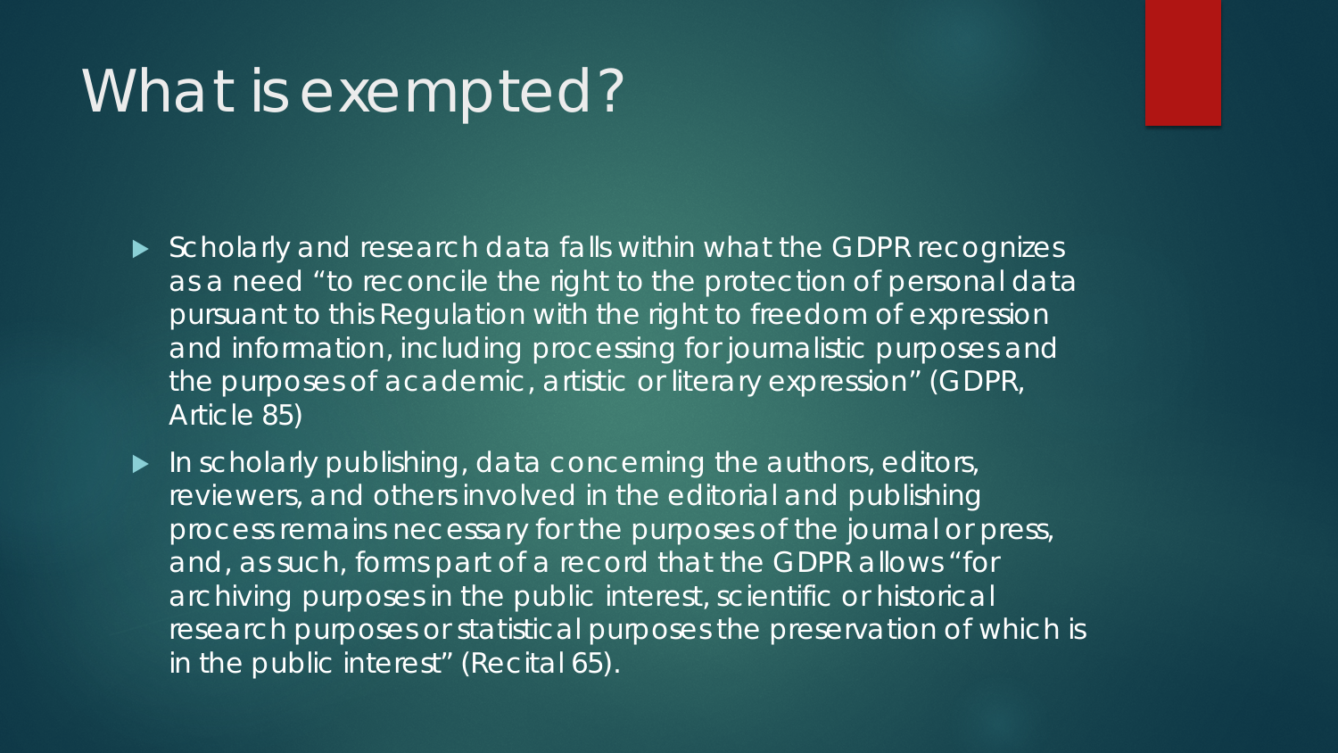# What is exempted?

- Scholarly and research data falls within what the GDPR recognizes as a need "to reconcile the right to the protection of personal data pursuant to this Regulation with the right to freedom of expression and information, including processing for journalistic purposes and the purposes of academic, artistic or literary expression" (GDPR, Article 85)
- In scholarly publishing, data concerning the authors, editors, reviewers, and others involved in the editorial and publishing process remains necessary for the purposes of the journal or press, and, as such, forms part of a record that the GDPR allows "for archiving purposes in the public interest, scientific or historical research purposes or statistical purposes the preservation of which is in the public interest" (Recital 65).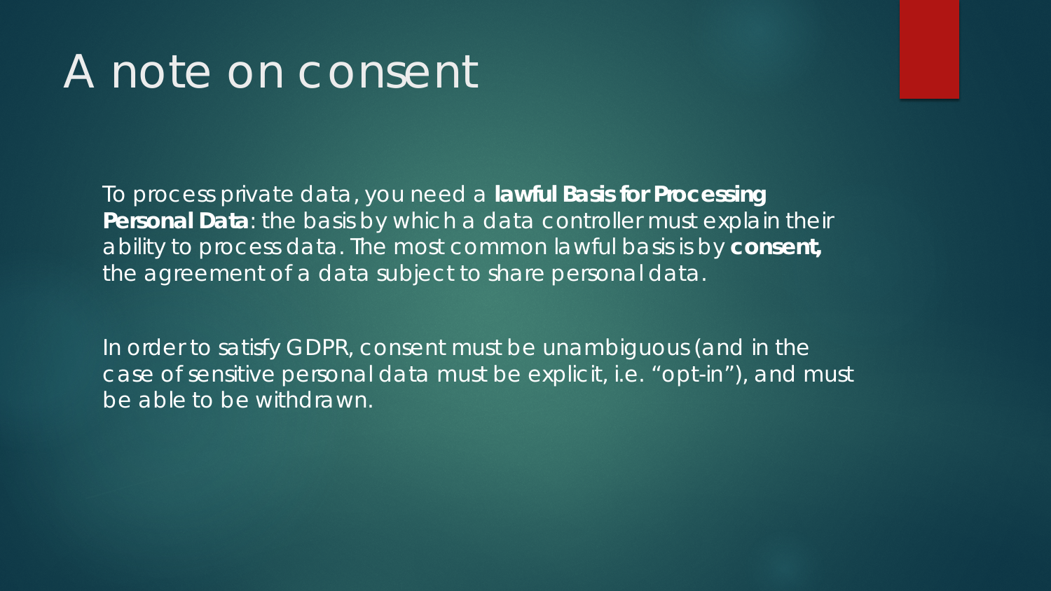# A note on consent

To process private data, you need a **lawful Basis for Processing Personal Data**: the basis by which a data controller must explain their ability to process data. The most common lawful basis is by **consent,** the agreement of a data subject to share personal data.

In order to satisfy GDPR, consent must be unambiguous (and in the case of sensitive personal data must be explicit, i.e. “opt-in”), and must be able to be withdrawn.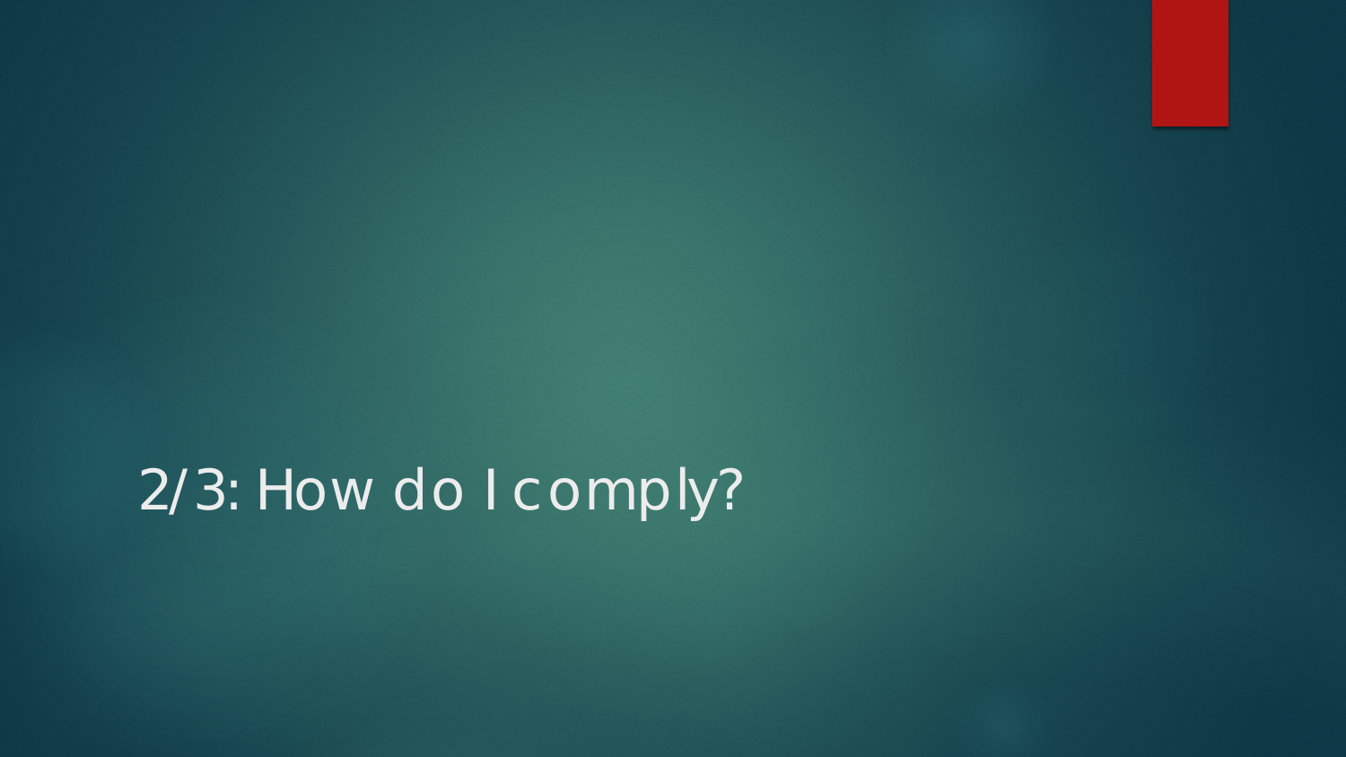# 2/3: How do I comply?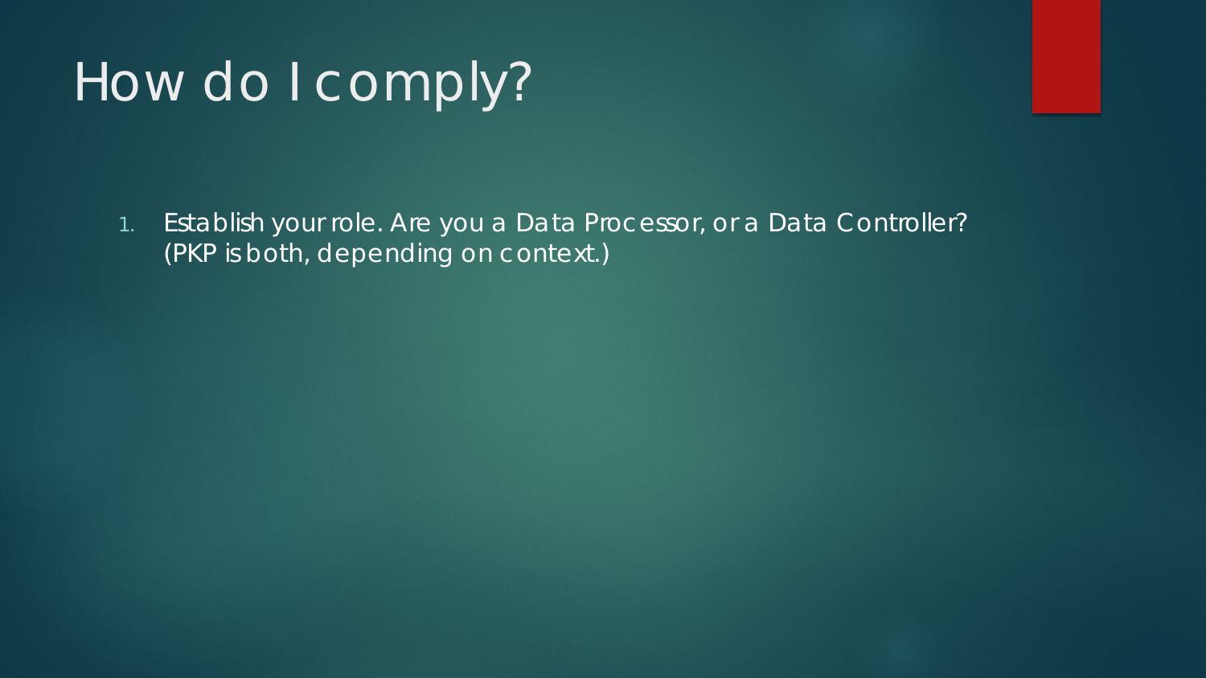# How do I comply?

1. Establish your role. Are you a Data Processor, or a Data Controller? (PKP is both, depending on context.)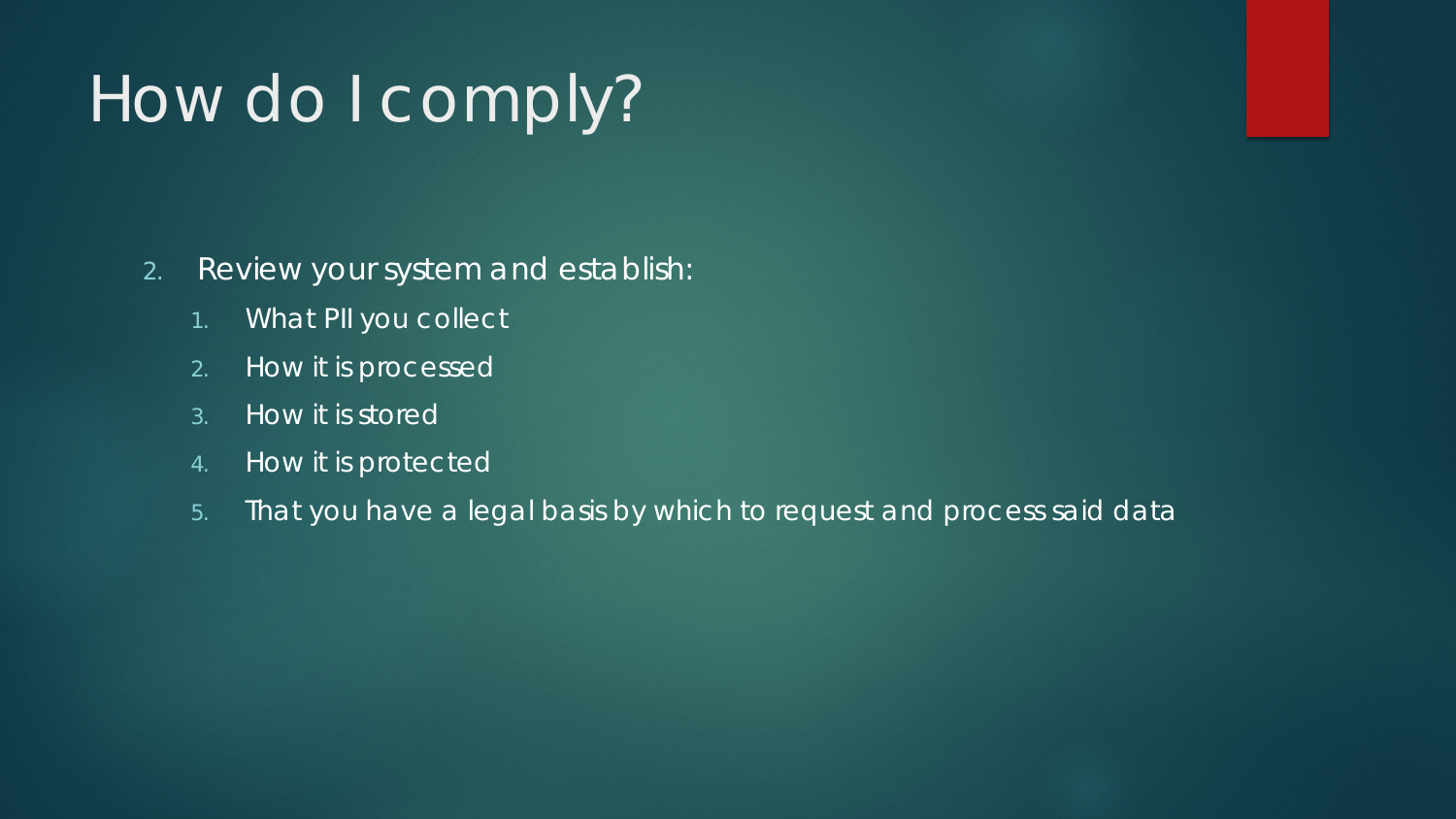# How do I comply?

2. Review your system and establish:
    1. What PII you collect
    2. How it is processed
    3. How it is stored
    4. How it is protected
    5. That you have a legal basis by which to request and process said data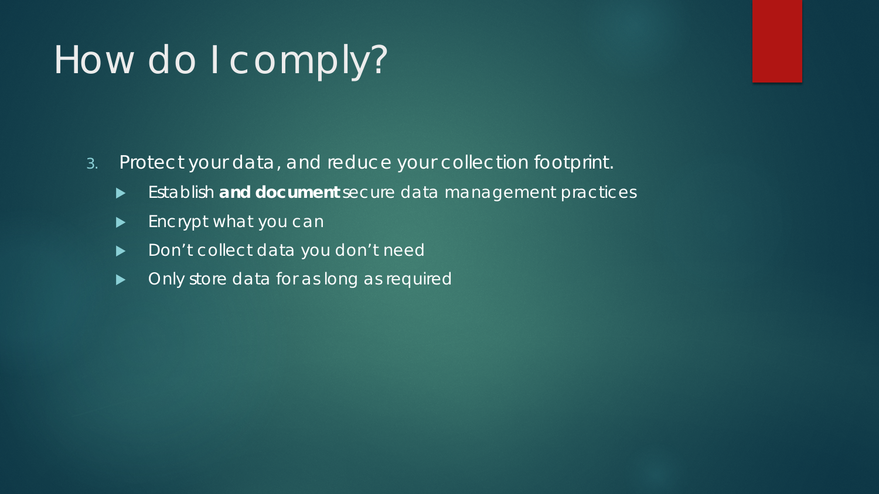# How do I comply?

3. Protect your data, and reduce your collection footprint.
   - Establish **and document** secure data management practices
   - Encrypt what you can
   - Don't collect data you don't need
   - Only store data for as long as required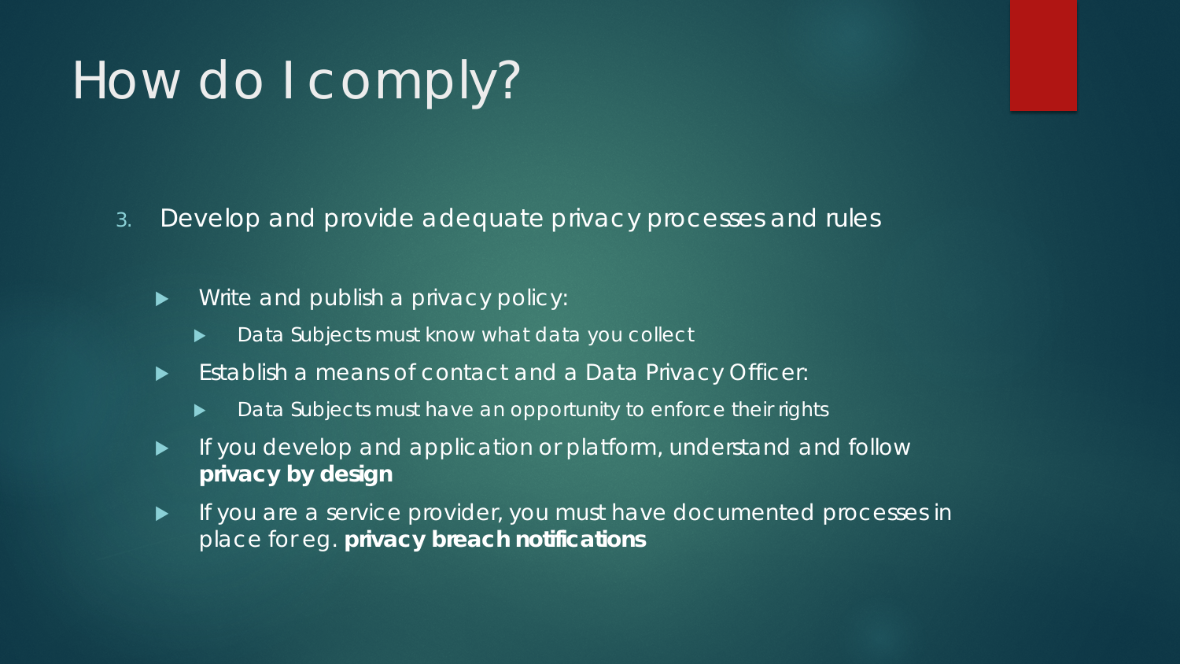# How do I comply?

3. Develop and provide adequate privacy processes and rules

   - Write and publish a privacy policy:
     - Data Subjects must know what data you collect
   - Establish a means of contact and a Data Privacy Officer:
     - Data Subjects must have an opportunity to enforce their rights
   - If you develop and application or platform, understand and follow **privacy by design**
   - If you are a service provider, you must have documented processes in place for eg. **privacy breach notifications**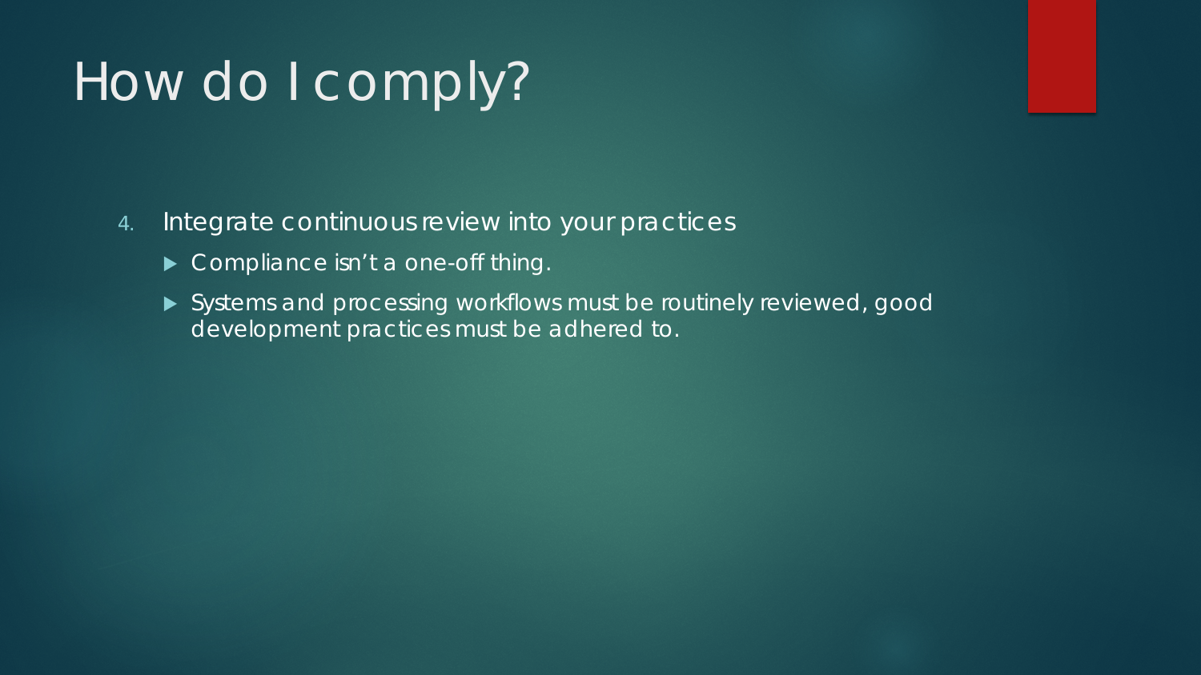# How do I comply?

4. Integrate continuous review into your practices
   - Compliance isn’t a one-off thing.
   - Systems and processing workflows must be routinely reviewed, good development practices must be adhered to.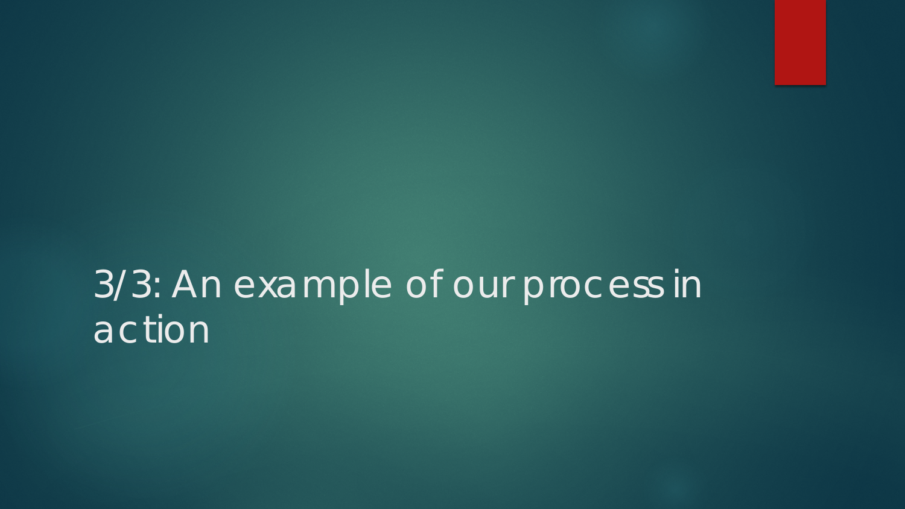# 3/3: An example of our process in action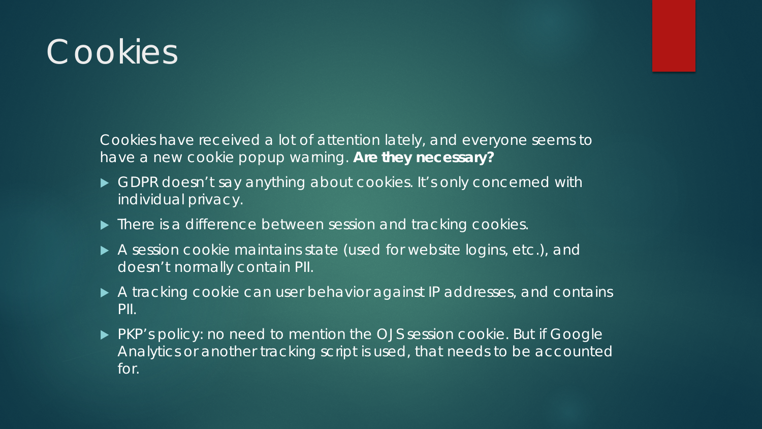# Cookies

Cookies have received a lot of attention lately, and everyone seems to have a new cookie popup warning. **Are they necessary?**

- GDPR doesn't say anything about cookies. It's only concerned with individual privacy.
- There is a difference between session and tracking cookies.
- A session cookie maintains state (used for website logins, etc.), and doesn't normally contain PII.
- A tracking cookie can user behavior against IP addresses, and contains PII.
- PKP's policy: no need to mention the OJS session cookie. But if Google Analytics or another tracking script is used, that needs to be accounted for.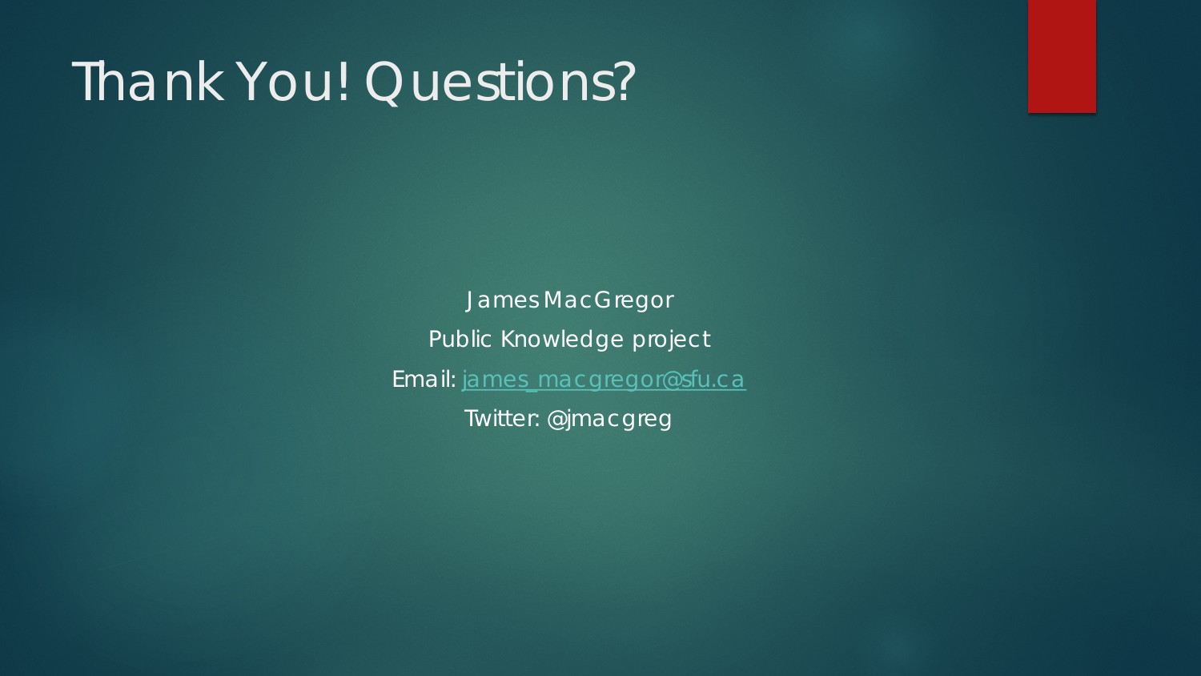# Thank You! Questions?

James MacGregor

Public Knowledge project

Email: james_macgregor@sfu.ca

Twitter: @jmacgreg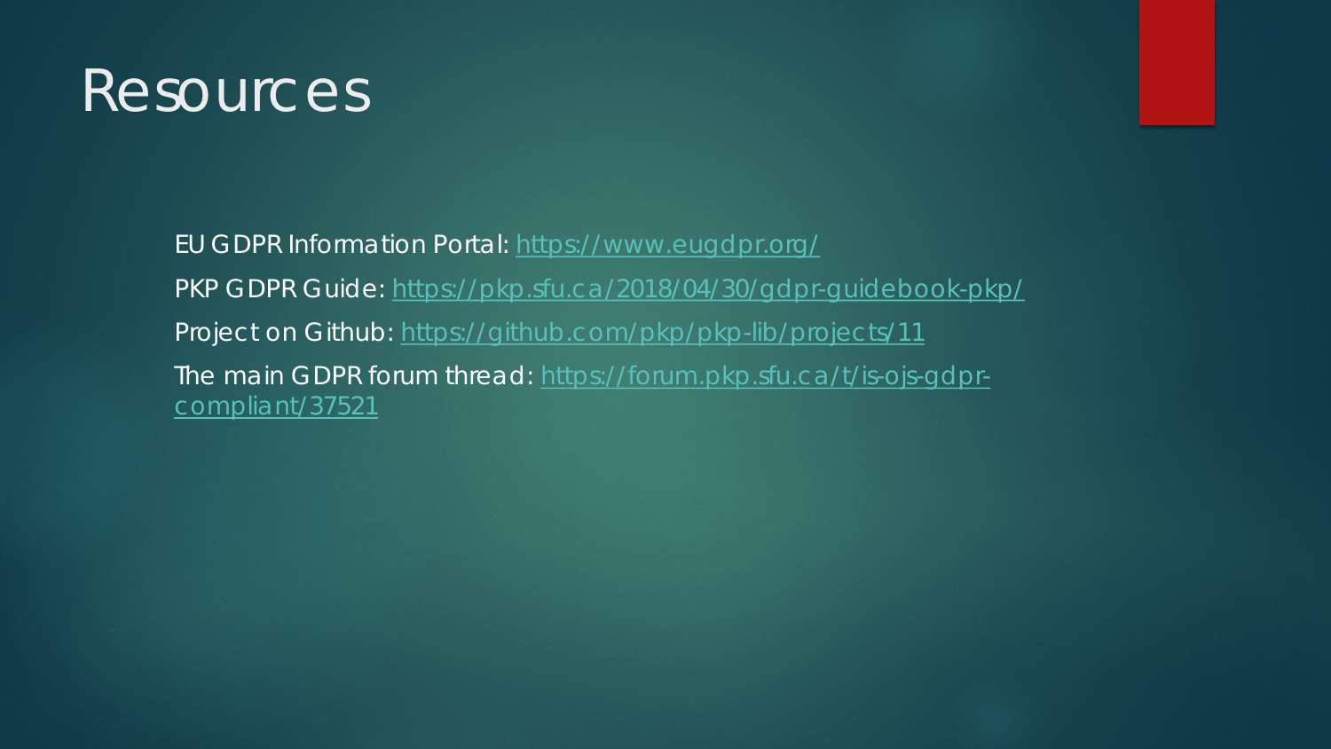# Resources

EU GDPR Information Portal: [https://www.eugdpr.org/](https://www.eugdpr.org/)

PKP GDPR Guide: [https://pkp.sfu.ca/2018/04/30/gdpr-guidebook-pkp/](https://pkp.sfu.ca/2018/04/30/gdpr-guidebook-pkp/)

Project on Github: [https://github.com/pkp/pkp-lib/projects/11](https://github.com/pkp/pkp-lib/projects/11)

The main GDPR forum thread: [https://forum.pkp.sfu.ca/t/is-ojs-gdpr-compliant/37521](https://forum.pkp.sfu.ca/t/is-ojs-gdpr-compliant/37521)